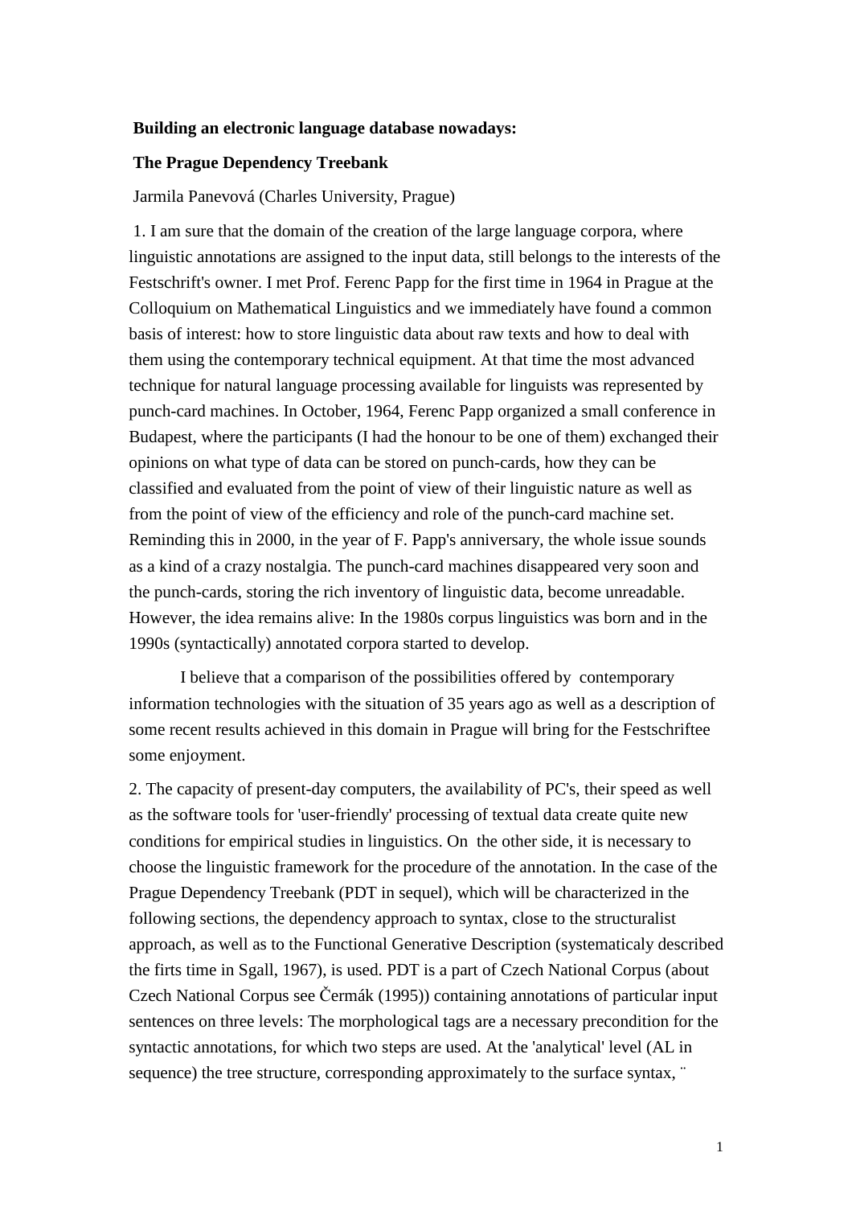**Building an electronic language database nowadays:**

**The Prague Dependency Treebank**

Jarmila Panevová (Charles University, Prague)

1. I am sure that the domain of the creation of the large language corpora, where linguistic annotations are assigned to the input data, still belongs to the interests of the Festschrift's owner. I met Prof. Ferenc Papp for the first time in 1964 in Prague at the Colloquium on Mathematical Linguistics and we immediately have found a common basis of interest: how to store linguistic data about raw texts and how to deal with them using the contemporary technical equipment. At that time the most advanced technique for natural language processing available for linguists was represented by punch-card machines. In October, 1964, Ferenc Papp organized a small conference in Budapest, where the participants (I had the honour to be one of them) exchanged their opinions on what type of data can be stored on punch-cards, how they can be classified and evaluated from the point of view of their linguistic nature as well as from the point of view of the efficiency and role of the punch-card machine set. Reminding this in 2000, in the year of F. Papp's anniversary, the whole issue sounds as a kind of a crazy nostalgia. The punch-card machines disappeared very soon and the punch-cards, storing the rich inventory of linguistic data, become unreadable. However, the idea remains alive: In the 1980s corpus linguistics was born and in the 1990s (syntactically) annotated corpora started to develop.

I believe that a comparison of the possibilities offered by contemporary information technologies with the situation of 35 years ago as well as a description of some recent results achieved in this domain in Prague will bring for the Festschriftee some enjoyment.

2. The capacity of present-day computers, the availability of PC's, their speed as well as the software tools for 'user-friendly' processing of textual data create quite new conditions for empirical studies in linguistics. On the other side, it is necessary to choose the linguistic framework for the procedure of the annotation. In the case of the Prague Dependency Treebank (PDT in sequel), which will be characterized in the following sections, the dependency approach to syntax, close to the structuralist approach, as well as to the Functional Generative Description (systematicaly described the firts time in Sgall, 1967), is used. PDT is a part of Czech National Corpus (about Czech National Corpus see Čermák (1995)) containing annotations of particular input sentences on three levels: The morphological tags are a necessary precondition for the syntactic annotations, for which two steps are used. At the 'analytical' level (AL in sequence) the tree structure, corresponding approximately to the surface syntax, ¨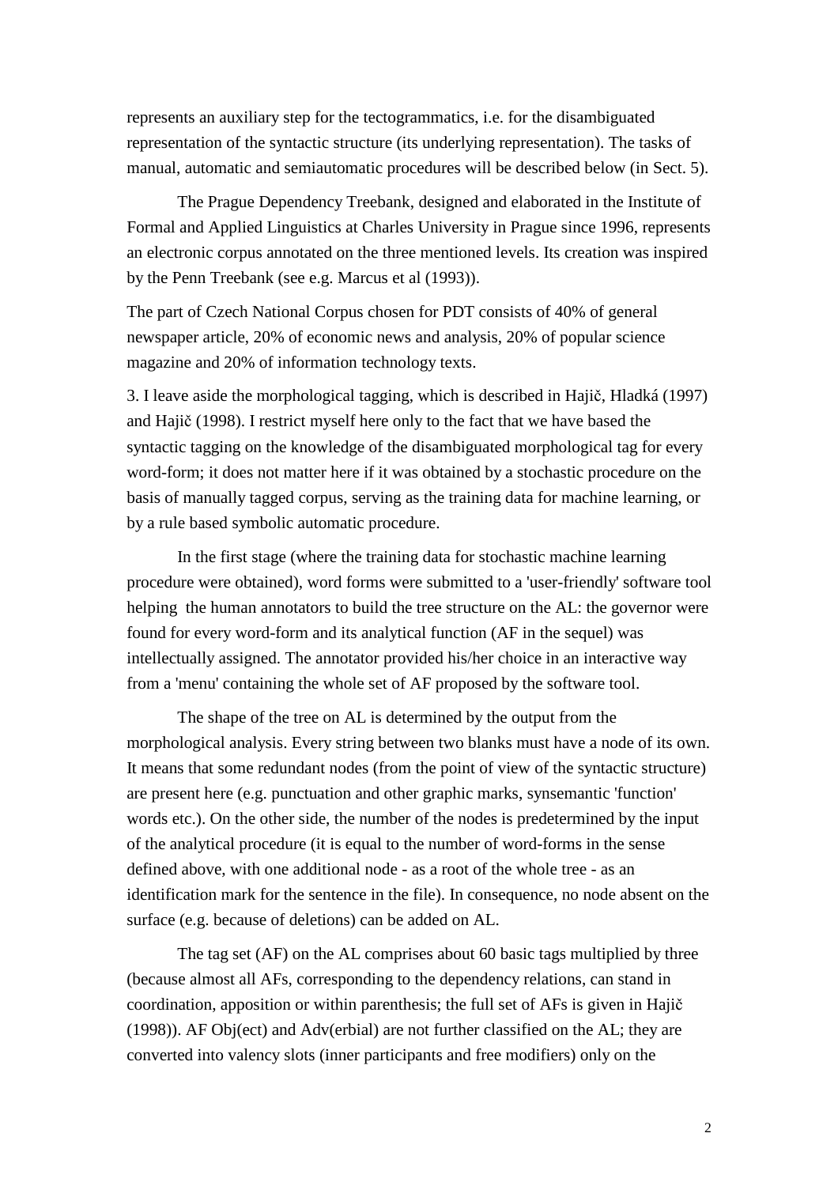represents an auxiliary step for the tectogrammatics, i.e. for the disambiguated representation of the syntactic structure (its underlying representation). The tasks of manual, automatic and semiautomatic procedures will be described below (in Sect. 5).

The Prague Dependency Treebank, designed and elaborated in the Institute of Formal and Applied Linguistics at Charles University in Prague since 1996, represents an electronic corpus annotated on the three mentioned levels. Its creation was inspired by the Penn Treebank (see e.g. Marcus et al (1993)).

The part of Czech National Corpus chosen for PDT consists of 40% of general newspaper article, 20% of economic news and analysis, 20% of popular science magazine and 20% of information technology texts.

3. I leave aside the morphological tagging, which is described in Hajič, Hladká (1997) and Hajič (1998). I restrict myself here only to the fact that we have based the syntactic tagging on the knowledge of the disambiguated morphological tag for every word-form; it does not matter here if it was obtained by a stochastic procedure on the basis of manually tagged corpus, serving as the training data for machine learning, or by a rule based symbolic automatic procedure.

In the first stage (where the training data for stochastic machine learning procedure were obtained), word forms were submitted to a 'user-friendly' software tool helping the human annotators to build the tree structure on the AL: the governor were found for every word-form and its analytical function (AF in the sequel) was intellectually assigned. The annotator provided his/her choice in an interactive way from a 'menu' containing the whole set of AF proposed by the software tool.

The shape of the tree on AL is determined by the output from the morphological analysis. Every string between two blanks must have a node of its own. It means that some redundant nodes (from the point of view of the syntactic structure) are present here (e.g. punctuation and other graphic marks, synsemantic 'function' words etc.). On the other side, the number of the nodes is predetermined by the input of the analytical procedure (it is equal to the number of word-forms in the sense defined above, with one additional node - as a root of the whole tree - as an identification mark for the sentence in the file). In consequence, no node absent on the surface (e.g. because of deletions) can be added on AL.

The tag set (AF) on the AL comprises about 60 basic tags multiplied by three (because almost all AFs, corresponding to the dependency relations, can stand in coordination, apposition or within parenthesis; the full set of AFs is given in Hajič (1998)). AF Obj(ect) and Adv(erbial) are not further classified on the AL; they are converted into valency slots (inner participants and free modifiers) only on the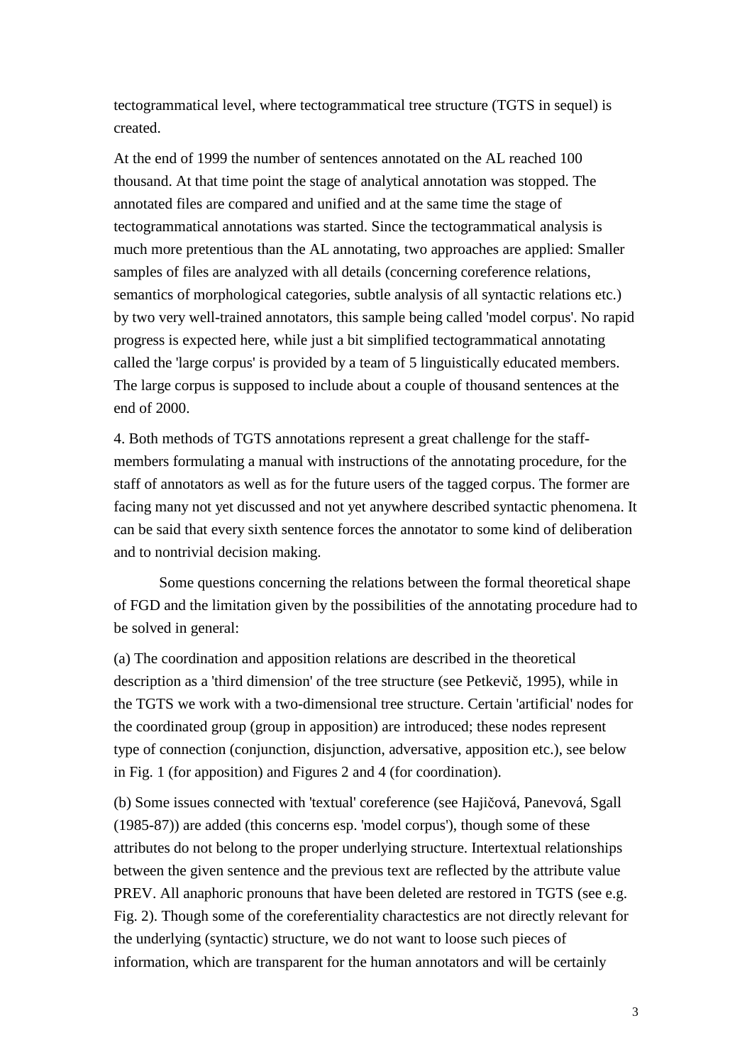tectogrammatical level, where tectogrammatical tree structure (TGTS in sequel) is created.

At the end of 1999 the number of sentences annotated on the AL reached 100 thousand. At that time point the stage of analytical annotation was stopped. The annotated files are compared and unified and at the same time the stage of tectogrammatical annotations was started. Since the tectogrammatical analysis is much more pretentious than the AL annotating, two approaches are applied: Smaller samples of files are analyzed with all details (concerning coreference relations, semantics of morphological categories, subtle analysis of all syntactic relations etc.) by two very well-trained annotators, this sample being called 'model corpus'. No rapid progress is expected here, while just a bit simplified tectogrammatical annotating called the 'large corpus' is provided by a team of 5 linguistically educated members. The large corpus is supposed to include about a couple of thousand sentences at the end of 2000.

4. Both methods of TGTS annotations represent a great challenge for the staff-members formulating a manual with instructions of the annotating procedure, for the staff of annotators as well as for the future users of the tagged corpus. The former are facing many not yet discussed and not yet anywhere described syntactic phenomena. It can be said that every sixth sentence forces the annotator to some kind of deliberation and to nontrivial decision making.

Some questions concerning the relations between the formal theoretical shape of FGD and the limitation given by the possibilities of the annotating procedure had to be solved in general:

(a) The coordination and apposition relations are described in the theoretical description as a 'third dimension' of the tree structure (see Petkevič, 1995), while in the TGTS we work with a two-dimensional tree structure. Certain 'artificial' nodes for the coordinated group (group in apposition) are introduced; these nodes represent type of connection (conjunction, disjunction, adversative, apposition etc.), see below in Fig. 1 (for apposition) and Figures 2 and 4 (for coordination).

(b) Some issues connected with 'textual' coreference (see Hajičová, Panevová, Sgall (1985-87)) are added (this concerns esp. 'model corpus'), though some of these attributes do not belong to the proper underlying structure. Intertextual relationships between the given sentence and the previous text are reflected by the attribute value PREV. All anaphoric pronouns that have been deleted are restored in TGTS (see e.g. Fig. 2). Though some of the coreferentiality charactestics are not directly relevant for the underlying (syntactic) structure, we do not want to loose such pieces of information, which are transparent for the human annotators and will be certainly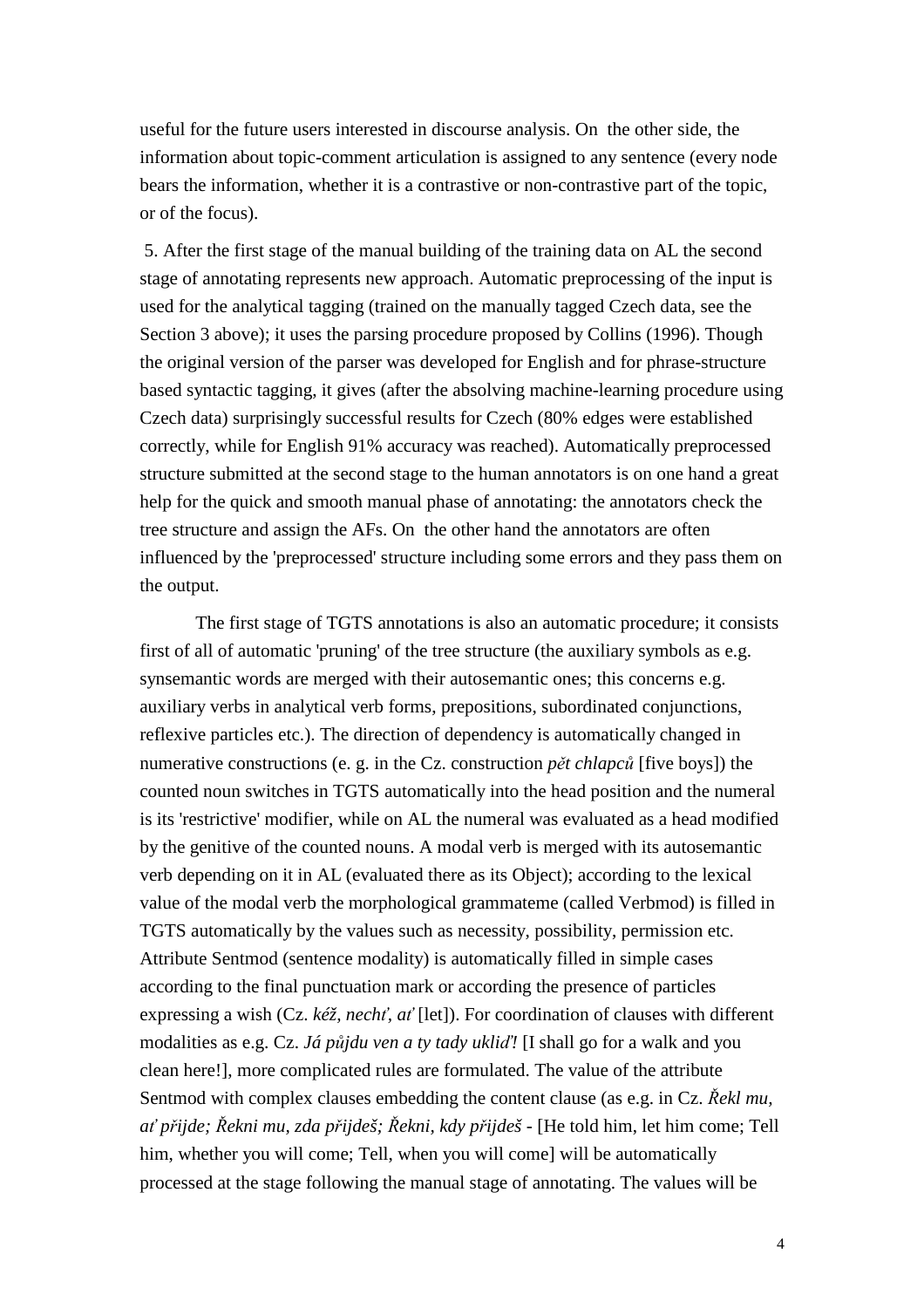useful for the future users interested in discourse analysis. On the other side, the information about topic-comment articulation is assigned to any sentence (every node bears the information, whether it is a contrastive or non-contrastive part of the topic, or of the focus).

5. After the first stage of the manual building of the training data on AL the second stage of annotating represents new approach. Automatic preprocessing of the input is used for the analytical tagging (trained on the manually tagged Czech data, see the Section 3 above); it uses the parsing procedure proposed by Collins (1996). Though the original version of the parser was developed for English and for phrase-structure based syntactic tagging, it gives (after the absolving machine-learning procedure using Czech data) surprisingly successful results for Czech (80% edges were established correctly, while for English 91% accuracy was reached). Automatically preprocessed structure submitted at the second stage to the human annotators is on one hand a great help for the quick and smooth manual phase of annotating: the annotators check the tree structure and assign the AFs. On the other hand the annotators are often influenced by the 'preprocessed' structure including some errors and they pass them on the output.

The first stage of TGTS annotations is also an automatic procedure; it consists first of all of automatic 'pruning' of the tree structure (the auxiliary symbols as e.g. synsemantic words are merged with their autosemantic ones; this concerns e.g. auxiliary verbs in analytical verb forms, prepositions, subordinated conjunctions, reflexive particles etc.). The direction of dependency is automatically changed in numerative constructions (e. g. in the Cz. construction *pět chlapců* [five boys]) the counted noun switches in TGTS automatically into the head position and the numeral is its 'restrictive' modifier, while on AL the numeral was evaluated as a head modified by the genitive of the counted nouns. A modal verb is merged with its autosemantic verb depending on it in AL (evaluated there as its Object); according to the lexical value of the modal verb the morphological grammateme (called Verbmod) is filled in TGTS automatically by the values such as necessity, possibility, permission etc. Attribute Sentmod (sentence modality) is automatically filled in simple cases according to the final punctuation mark or according the presence of particles expressing a wish (Cz. *kéž, nechť, ať* [let]). For coordination of clauses with different modalities as e.g. Cz. *Já půjdu ven a ty tady ukliď!* [I shall go for a walk and you clean here!], more complicated rules are formulated. The value of the attribute Sentmod with complex clauses embedding the content clause (as e.g. in Cz. *Řekl mu, ať přijde; Řekni mu, zda přijdeš; Řekni, kdy přijdeš* - [He told him, let him come; Tell him, whether you will come; Tell, when you will come] will be automatically processed at the stage following the manual stage of annotating. The values will be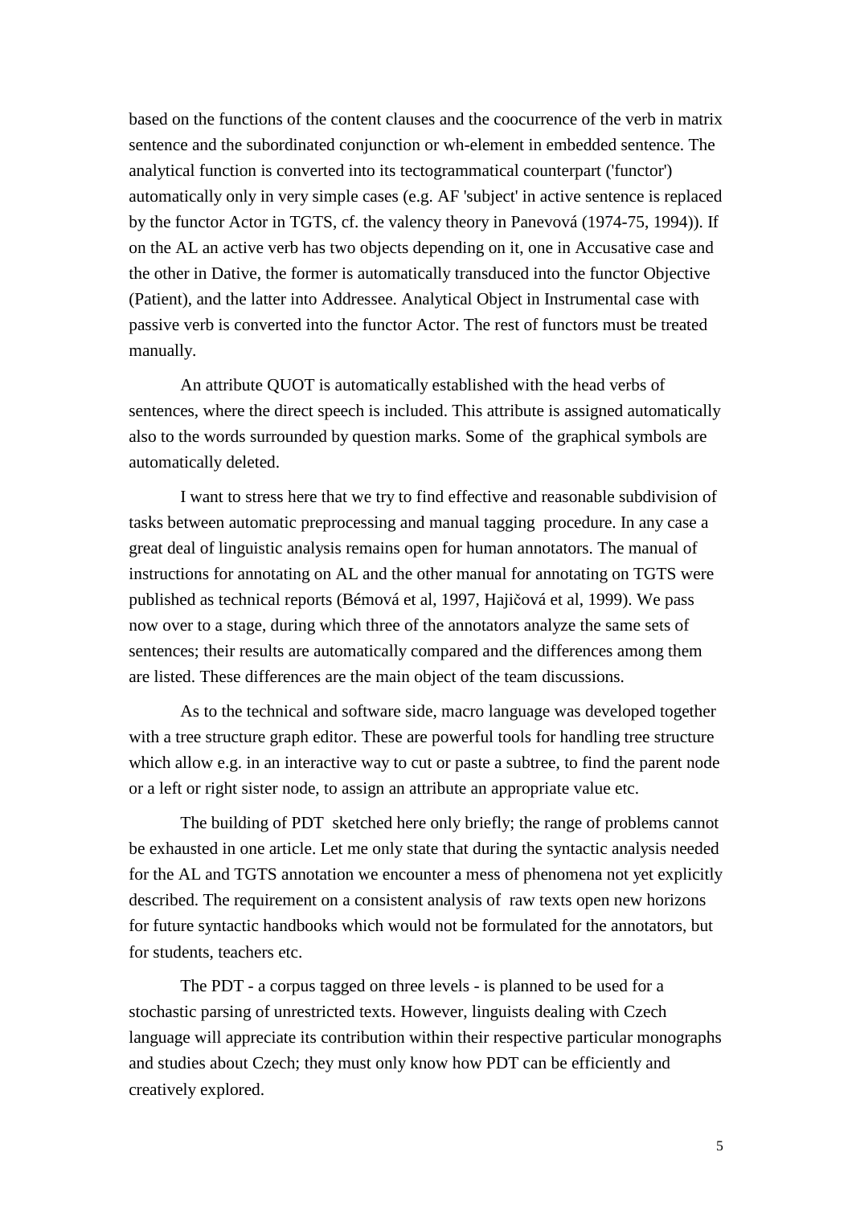based on the functions of the content clauses and the coocurrence of the verb in matrix sentence and the subordinated conjunction or wh-element in embedded sentence. The analytical function is converted into its tectogrammatical counterpart ('functor') automatically only in very simple cases (e.g. AF 'subject' in active sentence is replaced by the functor Actor in TGTS, cf. the valency theory in Panevová (1974-75, 1994)). If on the AL an active verb has two objects depending on it, one in Accusative case and the other in Dative, the former is automatically transduced into the functor Objective (Patient), and the latter into Addressee. Analytical Object in Instrumental case with passive verb is converted into the functor Actor. The rest of functors must be treated manually.

An attribute QUOT is automatically established with the head verbs of sentences, where the direct speech is included. This attribute is assigned automatically also to the words surrounded by question marks. Some of the graphical symbols are automatically deleted.

I want to stress here that we try to find effective and reasonable subdivision of tasks between automatic preprocessing and manual tagging procedure. In any case a great deal of linguistic analysis remains open for human annotators. The manual of instructions for annotating on AL and the other manual for annotating on TGTS were published as technical reports (Bémová et al, 1997, Hajičová et al, 1999). We pass now over to a stage, during which three of the annotators analyze the same sets of sentences; their results are automatically compared and the differences among them are listed. These differences are the main object of the team discussions.

As to the technical and software side, macro language was developed together with a tree structure graph editor. These are powerful tools for handling tree structure which allow e.g. in an interactive way to cut or paste a subtree, to find the parent node or a left or right sister node, to assign an attribute an appropriate value etc.

The building of PDT sketched here only briefly; the range of problems cannot be exhausted in one article. Let me only state that during the syntactic analysis needed for the AL and TGTS annotation we encounter a mess of phenomena not yet explicitly described. The requirement on a consistent analysis of raw texts open new horizons for future syntactic handbooks which would not be formulated for the annotators, but for students, teachers etc.

The PDT - a corpus tagged on three levels - is planned to be used for a stochastic parsing of unrestricted texts. However, linguists dealing with Czech language will appreciate its contribution within their respective particular monographs and studies about Czech; they must only know how PDT can be efficiently and creatively explored.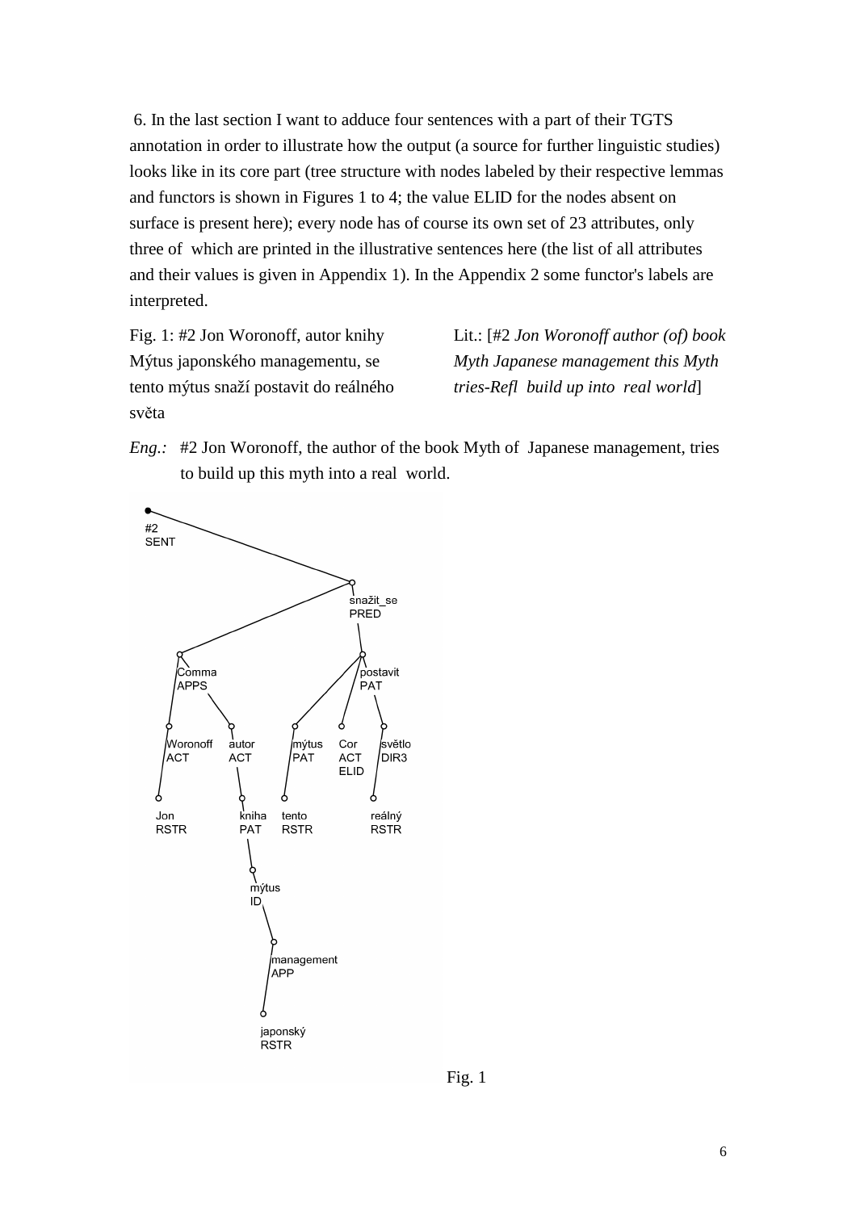6. In the last section I want to adduce four sentences with a part of their TGTS annotation in order to illustrate how the output (a source for further linguistic studies) looks like in its core part (tree structure with nodes labeled by their respective lemmas and functors is shown in Figures 1 to 4; the value ELID for the nodes absent on surface is present here); every node has of course its own set of 23 attributes, only three of which are printed in the illustrative sentences here (the list of all attributes and their values is given in Appendix 1). In the Appendix 2 some functor's labels are interpreted.

Fig. 1: #2 Jon Woronoff, autor knihy Mýtus japonského managementu, se tento mýtus snaží postavit do reálného světa

Lit.: [#2 *Jon Woronoff author (of) book Myth Japanese management this Myth tries-Refl build up into real world*]

*Eng.:* #2 Jon Woronoff, the author of the book Myth of Japanese management, tries to build up this myth into a real world.

```
#2 SENT
└── snažit_se PRED
    ├── Comma APPS
    │   ├── Woronoff ACT
    │   │   └── Jon RSTR
    │   └── autor ACT
    │       └── kniha PAT
    │           └── mýtus ID
    │               └── management APP
    │                   └── japonský RSTR
    └── postavit PAT
        ├── mýtus PAT
        │   └── tento RSTR
        ├── Cor ACT ELID
        └── světlo DIR3
            └── reálný RSTR
```

Fig. 1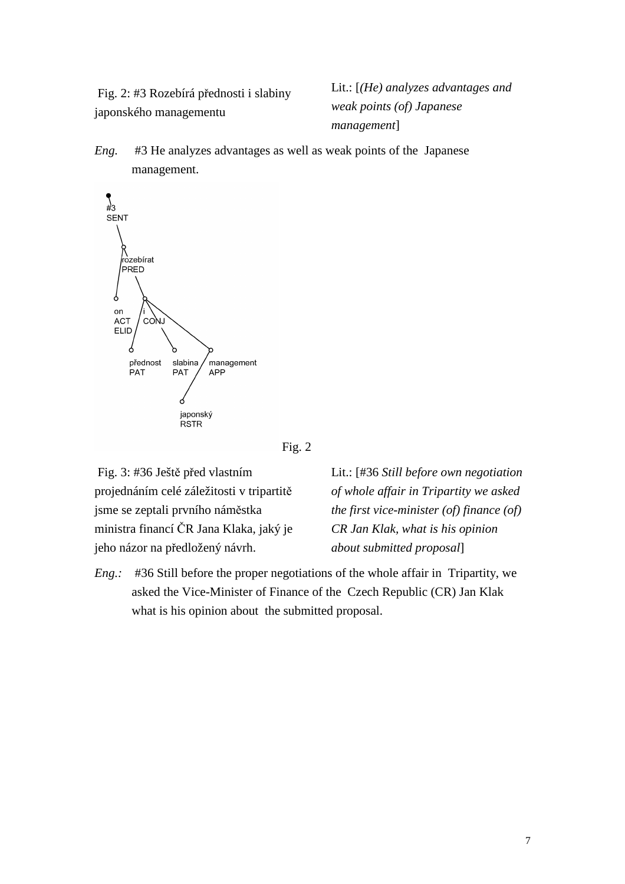Fig. 2: #3 Rozebírá přednosti i slabiny japonského managementu

Lit.: [*(He) analyzes advantages and weak points (of) Japanese management*]

*Eng.* #3 He analyzes advantages as well as weak points of the Japanese management.

```
#3
SENT
  rozebírat
  PRED
    on          i
    ACT         CONJ
    ELID
                  přednost   slabina   management
                  PAT        PAT       APP
                                         japonský
                                         RSTR
```

Fig. 2

Fig. 3: #36 Ještě před vlastním projednáním celé záležitosti v tripartitě jsme se zeptali prvního náměstka ministra financí ČR Jana Klaka, jaký je jeho názor na předložený návrh.

Lit.: [#36 *Still before own negotiation of whole affair in Tripartity we asked the first vice-minister (of) finance (of) CR Jan Klak, what is his opinion about submitted proposal*]

*Eng.:* #36 Still before the proper negotiations of the whole affair in Tripartity, we asked the Vice-Minister of Finance of the Czech Republic (CR) Jan Klak what is his opinion about the submitted proposal.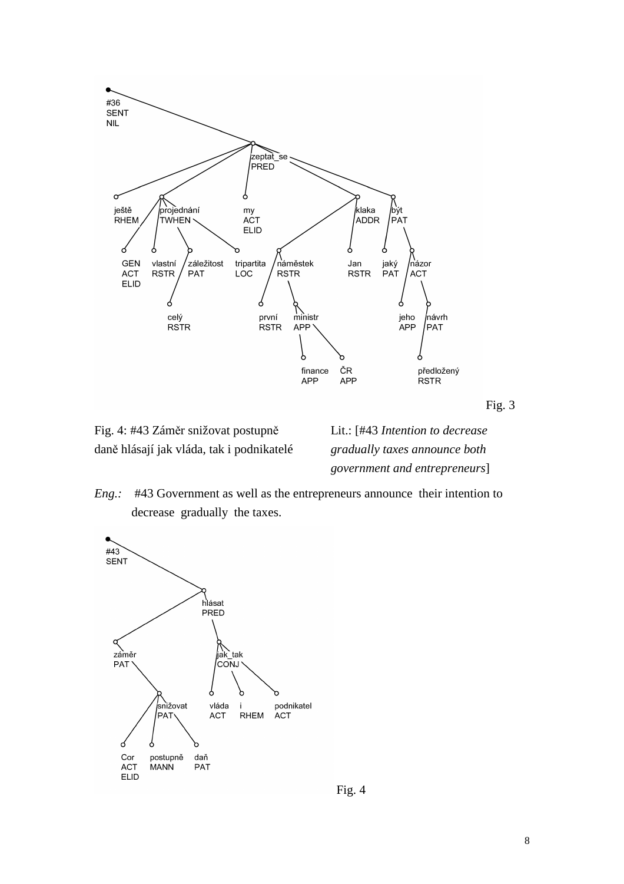Fig. 3

Fig. 4: #43 Záměr snižovat postupně daně hlásají jak vláda, tak i podnikatelé

Lit.: [#43 *Intention to decrease gradually taxes announce both government and entrepreneurs*]

*Eng.:* #43 Government as well as the entrepreneurs announce their intention to decrease gradually the taxes.

Fig. 4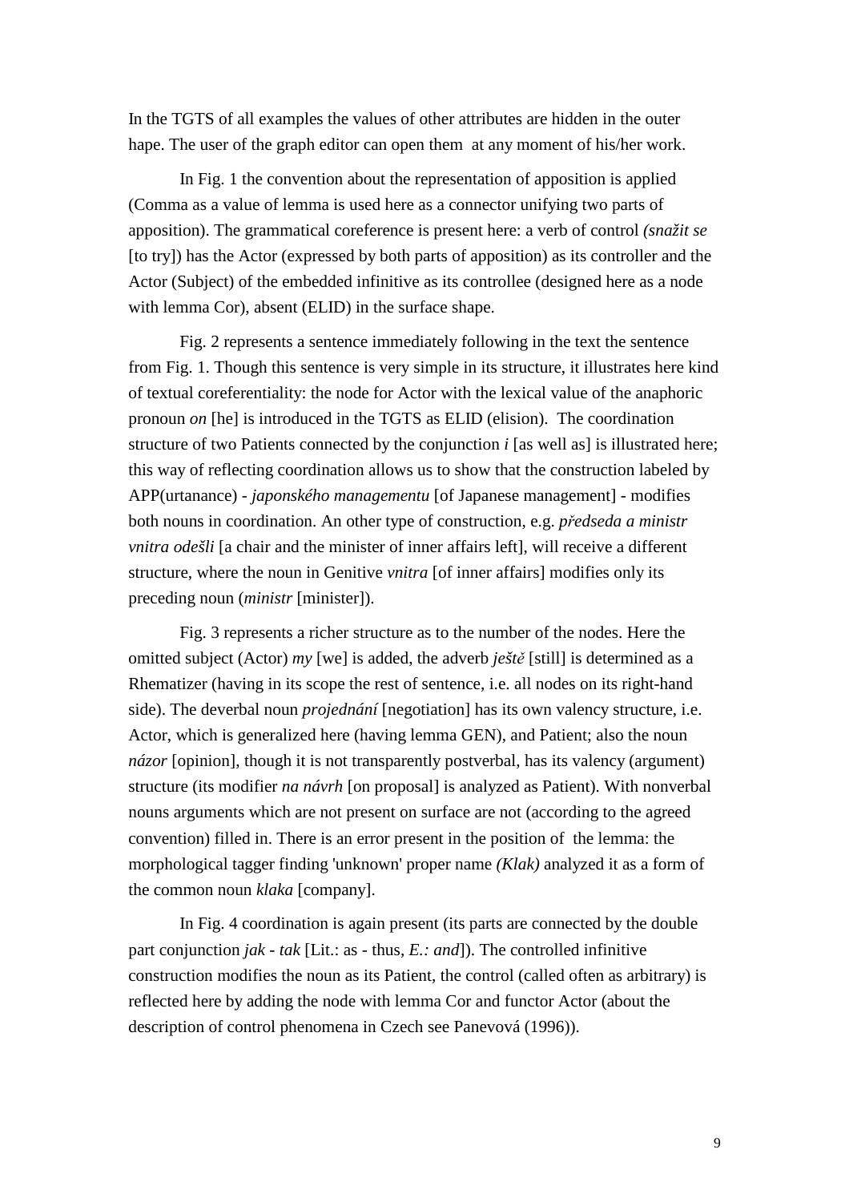In the TGTS of all examples the values of other attributes are hidden in the outer hape. The user of the graph editor can open them at any moment of his/her work.

In Fig. 1 the convention about the representation of apposition is applied (Comma as a value of lemma is used here as a connector unifying two parts of apposition). The grammatical coreference is present here: a verb of control *(snažit se* [to try]) has the Actor (expressed by both parts of apposition) as its controller and the Actor (Subject) of the embedded infinitive as its controllee (designed here as a node with lemma Cor), absent (ELID) in the surface shape.

Fig. 2 represents a sentence immediately following in the text the sentence from Fig. 1. Though this sentence is very simple in its structure, it illustrates here kind of textual coreferentiality: the node for Actor with the lexical value of the anaphoric pronoun *on* [he] is introduced in the TGTS as ELID (elision). The coordination structure of two Patients connected by the conjunction *i* [as well as] is illustrated here; this way of reflecting coordination allows us to show that the construction labeled by APP(urtanance) - *japonského managementu* [of Japanese management] - modifies both nouns in coordination. An other type of construction, e.g. *předseda a ministr vnitra odešli* [a chair and the minister of inner affairs left], will receive a different structure, where the noun in Genitive *vnitra* [of inner affairs] modifies only its preceding noun (*ministr* [minister]).

Fig. 3 represents a richer structure as to the number of the nodes. Here the omitted subject (Actor) *my* [we] is added, the adverb *ještě* [still] is determined as a Rhematizer (having in its scope the rest of sentence, i.e. all nodes on its right-hand side). The deverbal noun *projednání* [negotiation] has its own valency structure, i.e. Actor, which is generalized here (having lemma GEN), and Patient; also the noun *názor* [opinion], though it is not transparently postverbal, has its valency (argument) structure (its modifier *na návrh* [on proposal] is analyzed as Patient). With nonverbal nouns arguments which are not present on surface are not (according to the agreed convention) filled in. There is an error present in the position of the lemma: the morphological tagger finding 'unknown' proper name *(Klak)* analyzed it as a form of the common noun *klaka* [company].

In Fig. 4 coordination is again present (its parts are connected by the double part conjunction *jak - tak* [Lit.: as - thus, *E.: and*]). The controlled infinitive construction modifies the noun as its Patient, the control (called often as arbitrary) is reflected here by adding the node with lemma Cor and functor Actor (about the description of control phenomena in Czech see Panevová (1996)).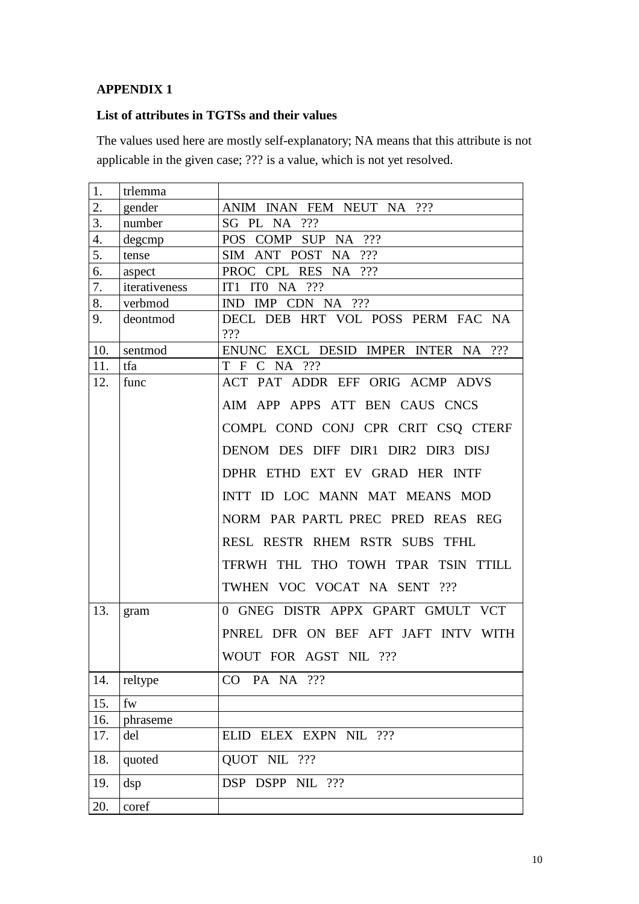**APPENDIX 1**

**List of attributes in TGTSs and their values**

The values used here are mostly self-explanatory; NA means that this attribute is not applicable in the given case; ??? is a value, which is not yet resolved.

| | | |
|---|---|---|
| 1. | trlemma | |
| 2. | gender | ANIM INAN FEM NEUT NA ??? |
| 3. | number | SG PL NA ??? |
| 4. | degcmp | POS COMP SUP NA ??? |
| 5. | tense | SIM ANT POST NA ??? |
| 6. | aspect | PROC CPL RES NA ??? |
| 7. | iterativeness | IT1 IT0 NA ??? |
| 8. | verbmod | IND IMP CDN NA ??? |
| 9. | deontmod | DECL DEB HRT VOL POSS PERM FAC NA ??? |
| 10. | sentmod | ENUNC EXCL DESID IMPER INTER NA ??? |
| 11. | tfa | T F C NA ??? |
| 12. | func | ACT PAT ADDR EFF ORIG ACMP ADVS AIM APP APPS ATT BEN CAUS CNCS COMPL COND CONJ CPR CRIT CSQ CTERF DENOM DES DIFF DIR1 DIR2 DIR3 DISJ DPHR ETHD EXT EV GRAD HER INTF INTT ID LOC MANN MAT MEANS MOD NORM PAR PARTL PREC PRED REAS REG RESL RESTR RHEM RSTR SUBS TFHL TFRWH THL THO TOWH TPAR TSIN TTILL TWHEN VOC VOCAT NA SENT ??? |
| 13. | gram | 0 GNEG DISTR APPX GPART GMULT VCT PNREL DFR ON BEF AFT JAFT INTV WITH WOUT FOR AGST NIL ??? |
| 14. | reltype | CO PA NA ??? |
| 15. | fw | |
| 16. | phraseme | |
| 17. | del | ELID ELEX EXPN NIL ??? |
| 18. | quoted | QUOT NIL ??? |
| 19. | dsp | DSP DSPP NIL ??? |
| 20. | coref | |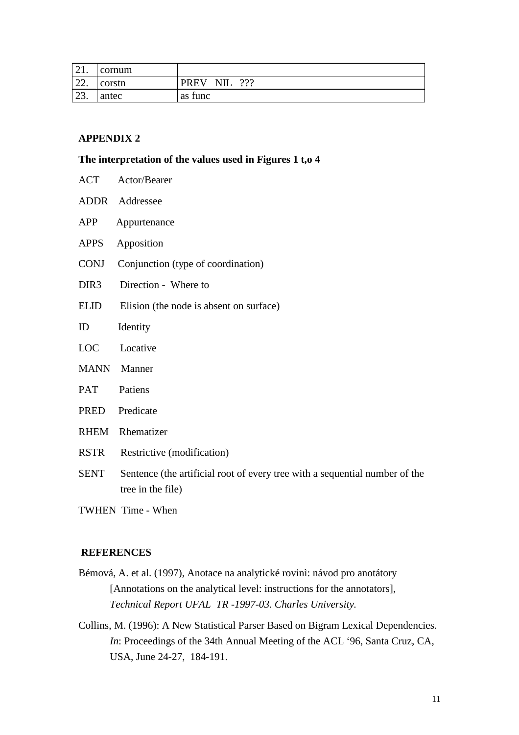| 21. | cornum | |
|---|---|---|
| 22. | corstn | PREV NIL ??? |
| 23. | antec | as func |

**APPENDIX 2**

**The interpretation of the values used in Figures 1 t,o 4**

ACT Actor/Bearer

ADDR Addressee

APP Appurtenance

APPS Apposition

CONJ Conjunction (type of coordination)

DIR3 Direction - Where to

ELID Elision (the node is absent on surface)

ID Identity

LOC Locative

MANN Manner

PAT Patiens

PRED Predicate

RHEM Rhematizer

RSTR Restrictive (modification)

SENT Sentence (the artificial root of every tree with a sequential number of the tree in the file)

TWHEN Time - When

**REFERENCES**

Bémová, A. et al. (1997), Anotace na analytické rovinì: návod pro anotátory [Annotations on the analytical level: instructions for the annotators], *Technical Report UFAL TR -1997-03. Charles University.*

Collins, M. (1996): A New Statistical Parser Based on Bigram Lexical Dependencies. *In*: Proceedings of the 34th Annual Meeting of the ACL '96, Santa Cruz, CA, USA, June 24-27, 184-191.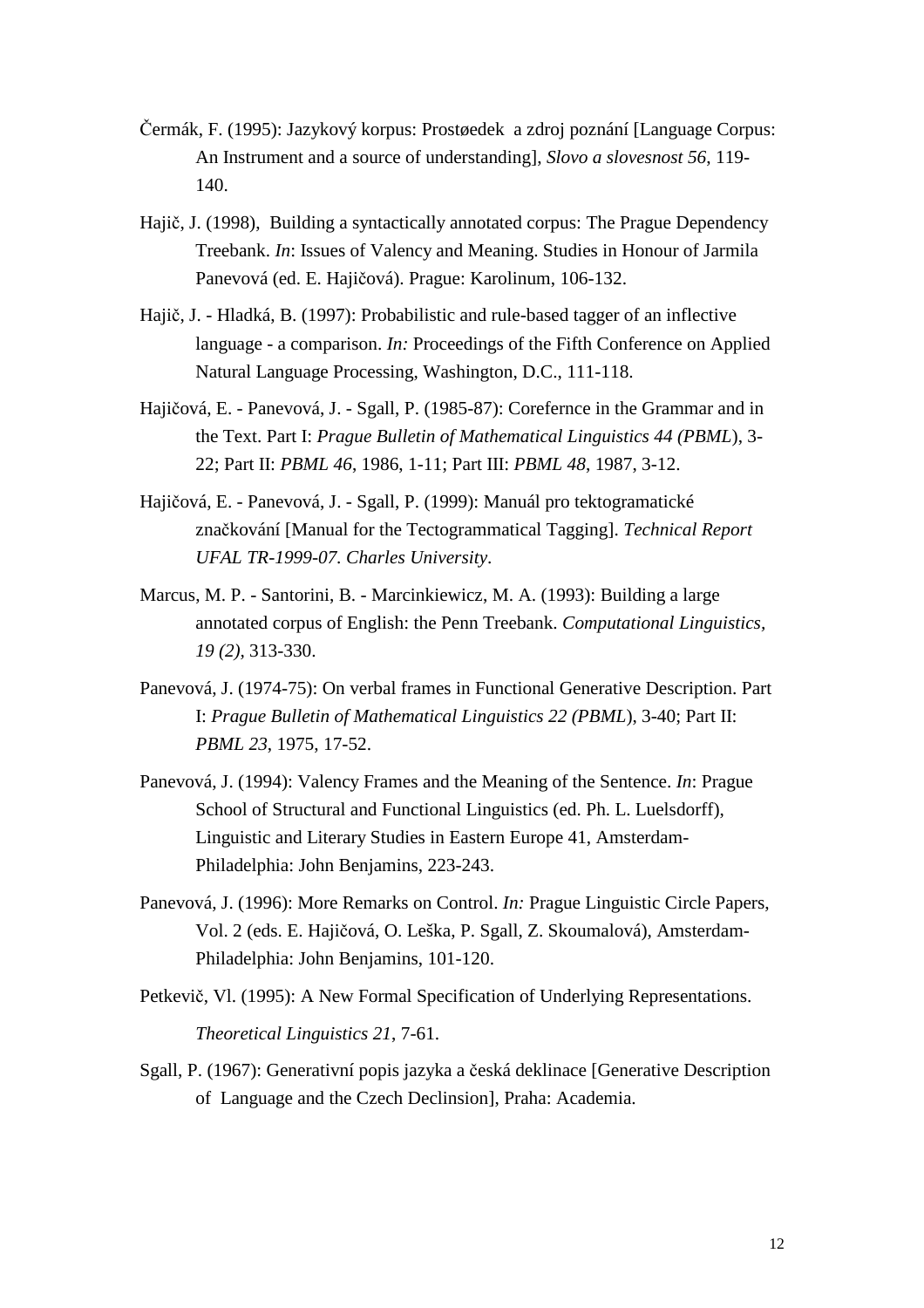Čermák, F. (1995): Jazykový korpus: Prostøedek a zdroj poznání [Language Corpus: An Instrument and a source of understanding], *Slovo a slovesnost 56*, 119-140.

Hajič, J. (1998), Building a syntactically annotated corpus: The Prague Dependency Treebank. *In*: Issues of Valency and Meaning. Studies in Honour of Jarmila Panevová (ed. E. Hajičová). Prague: Karolinum, 106-132.

Hajič, J. - Hladká, B. (1997): Probabilistic and rule-based tagger of an inflective language - a comparison. *In:* Proceedings of the Fifth Conference on Applied Natural Language Processing, Washington, D.C., 111-118.

Hajičová, E. - Panevová, J. - Sgall, P. (1985-87): Corefernce in the Grammar and in the Text. Part I: *Prague Bulletin of Mathematical Linguistics 44 (PBML*), 3-22; Part II: *PBML 46*, 1986, 1-11; Part III: *PBML 48*, 1987, 3-12.

Hajičová, E. - Panevová, J. - Sgall, P. (1999): Manuál pro tektogramatické značkování [Manual for the Tectogrammatical Tagging]. *Technical Report UFAL TR-1999-07. Charles University*.

Marcus, M. P. - Santorini, B. - Marcinkiewicz, M. A. (1993): Building a large annotated corpus of English: the Penn Treebank. *Computational Linguistics, 19 (2)*, 313-330.

Panevová, J. (1974-75): On verbal frames in Functional Generative Description. Part I: *Prague Bulletin of Mathematical Linguistics 22 (PBML*), 3-40; Part II: *PBML 23*, 1975, 17-52.

Panevová, J. (1994): Valency Frames and the Meaning of the Sentence. *In*: Prague School of Structural and Functional Linguistics (ed. Ph. L. Luelsdorff), Linguistic and Literary Studies in Eastern Europe 41, Amsterdam-Philadelphia: John Benjamins, 223-243.

Panevová, J. (1996): More Remarks on Control. *In:* Prague Linguistic Circle Papers, Vol. 2 (eds. E. Hajičová, O. Leška, P. Sgall, Z. Skoumalová), Amsterdam-Philadelphia: John Benjamins, 101-120.

Petkevič, Vl. (1995): A New Formal Specification of Underlying Representations. *Theoretical Linguistics 21*, 7-61.

Sgall, P. (1967): Generativní popis jazyka a česká deklinace [Generative Description of Language and the Czech Declinsion], Praha: Academia.